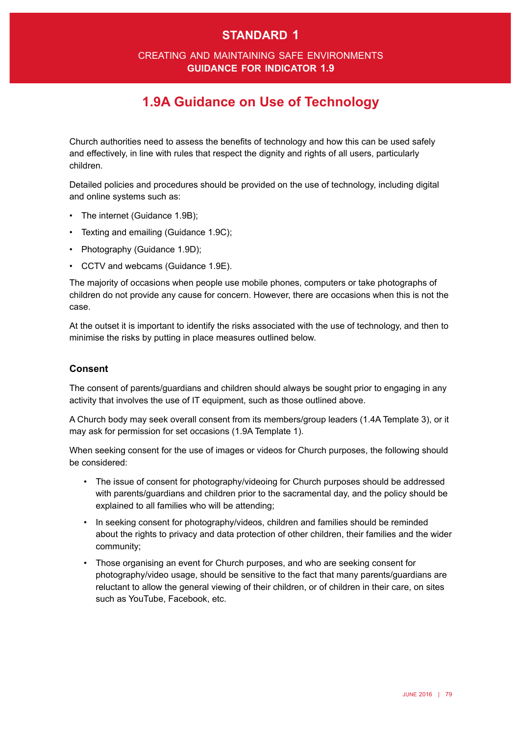# STANDARD 1

CREATING AND MAINTAINING SAFE ENVIRONMENTS
**GUIDANCE FOR INDICATOR 1.9**

## 1.9A Guidance on Use of Technology

Church authorities need to assess the benefits of technology and how this can be used safely and effectively, in line with rules that respect the dignity and rights of all users, particularly children.

Detailed policies and procedures should be provided on the use of technology, including digital and online systems such as:

- The internet (Guidance 1.9B);
- Texting and emailing (Guidance 1.9C);
- Photography (Guidance 1.9D);
- CCTV and webcams (Guidance 1.9E).

The majority of occasions when people use mobile phones, computers or take photographs of children do not provide any cause for concern. However, there are occasions when this is not the case.

At the outset it is important to identify the risks associated with the use of technology, and then to minimise the risks by putting in place measures outlined below.

### Consent

The consent of parents/guardians and children should always be sought prior to engaging in any activity that involves the use of IT equipment, such as those outlined above.

A Church body may seek overall consent from its members/group leaders (1.4A Template 3), or it may ask for permission for set occasions (1.9A Template 1).

When seeking consent for the use of images or videos for Church purposes, the following should be considered:

- The issue of consent for photography/videoing for Church purposes should be addressed with parents/guardians and children prior to the sacramental day, and the policy should be explained to all families who will be attending;
- In seeking consent for photography/videos, children and families should be reminded about the rights to privacy and data protection of other children, their families and the wider community;
- Those organising an event for Church purposes, and who are seeking consent for photography/video usage, should be sensitive to the fact that many parents/guardians are reluctant to allow the general viewing of their children, or of children in their care, on sites such as YouTube, Facebook, etc.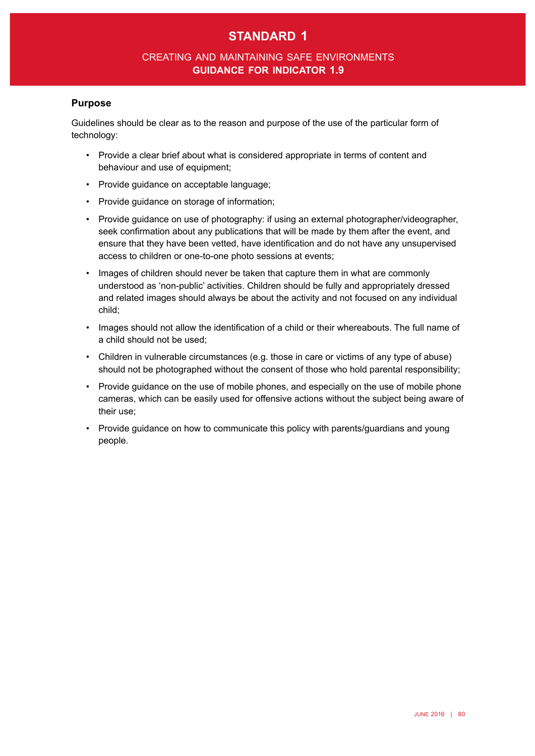# STANDARD 1

## CREATING AND MAINTAINING SAFE ENVIRONMENTS
## GUIDANCE FOR INDICATOR 1.9

### Purpose

Guidelines should be clear as to the reason and purpose of the use of the particular form of technology:

- Provide a clear brief about what is considered appropriate in terms of content and behaviour and use of equipment;
- Provide guidance on acceptable language;
- Provide guidance on storage of information;
- Provide guidance on use of photography: if using an external photographer/videographer, seek confirmation about any publications that will be made by them after the event, and ensure that they have been vetted, have identification and do not have any unsupervised access to children or one-to-one photo sessions at events;
- Images of children should never be taken that capture them in what are commonly understood as 'non-public' activities. Children should be fully and appropriately dressed and related images should always be about the activity and not focused on any individual child;
- Images should not allow the identification of a child or their whereabouts. The full name of a child should not be used;
- Children in vulnerable circumstances (e.g. those in care or victims of any type of abuse) should not be photographed without the consent of those who hold parental responsibility;
- Provide guidance on the use of mobile phones, and especially on the use of mobile phone cameras, which can be easily used for offensive actions without the subject being aware of their use;
- Provide guidance on how to communicate this policy with parents/guardians and young people.